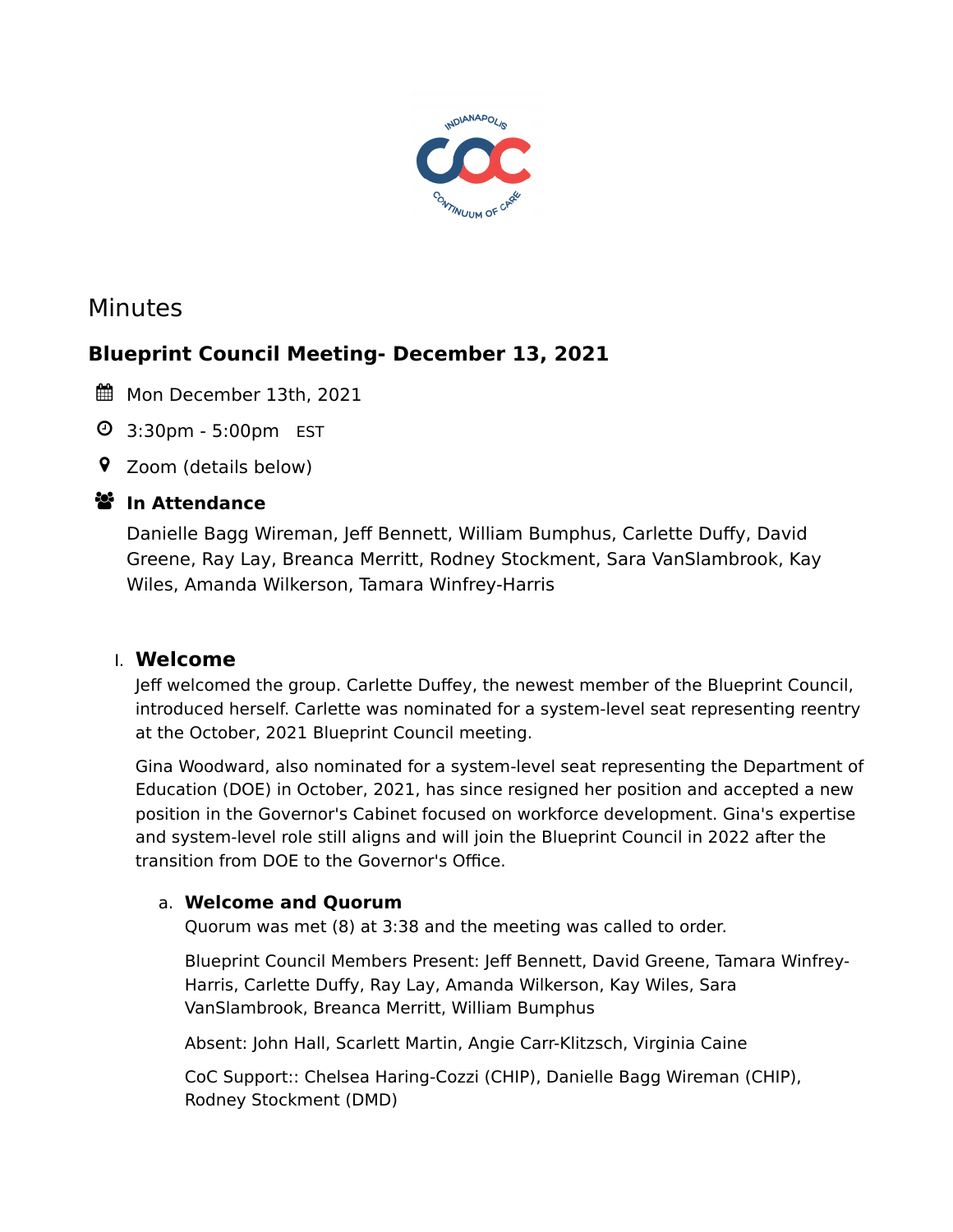# Minutes

## Blueprint Council Meeting- December 13, 2021

Mon December 13th, 2021

3:30pm - 5:00pm EST

Zoom (details below)

**In Attendance**

Danielle Bagg Wireman, Jeff Bennett, William Bumphus, Carlette Duffy, David Greene, Ray Lay, Breanca Merritt, Rodney Stockment, Sara VanSlambrook, Kay Wiles, Amanda Wilkerson, Tamara Winfrey-Harris

### I. Welcome

Jeff welcomed the group. Carlette Duffey, the newest member of the Blueprint Council, introduced herself. Carlette was nominated for a system-level seat representing reentry at the October, 2021 Blueprint Council meeting.

Gina Woodward, also nominated for a system-level seat representing the Department of Education (DOE) in October, 2021, has since resigned her position and accepted a new position in the Governor's Cabinet focused on workforce development. Gina's expertise and system-level role still aligns and will join the Blueprint Council in 2022 after the transition from DOE to the Governor's Office.

#### a. Welcome and Quorum

Quorum was met (8) at 3:38 and the meeting was called to order.

Blueprint Council Members Present: Jeff Bennett, David Greene, Tamara Winfrey-Harris, Carlette Duffy, Ray Lay, Amanda Wilkerson, Kay Wiles, Sara VanSlambrook, Breanca Merritt, William Bumphus

Absent: John Hall, Scarlett Martin, Angie Carr-Klitzsch, Virginia Caine

CoC Support:: Chelsea Haring-Cozzi (CHIP), Danielle Bagg Wireman (CHIP), Rodney Stockment (DMD)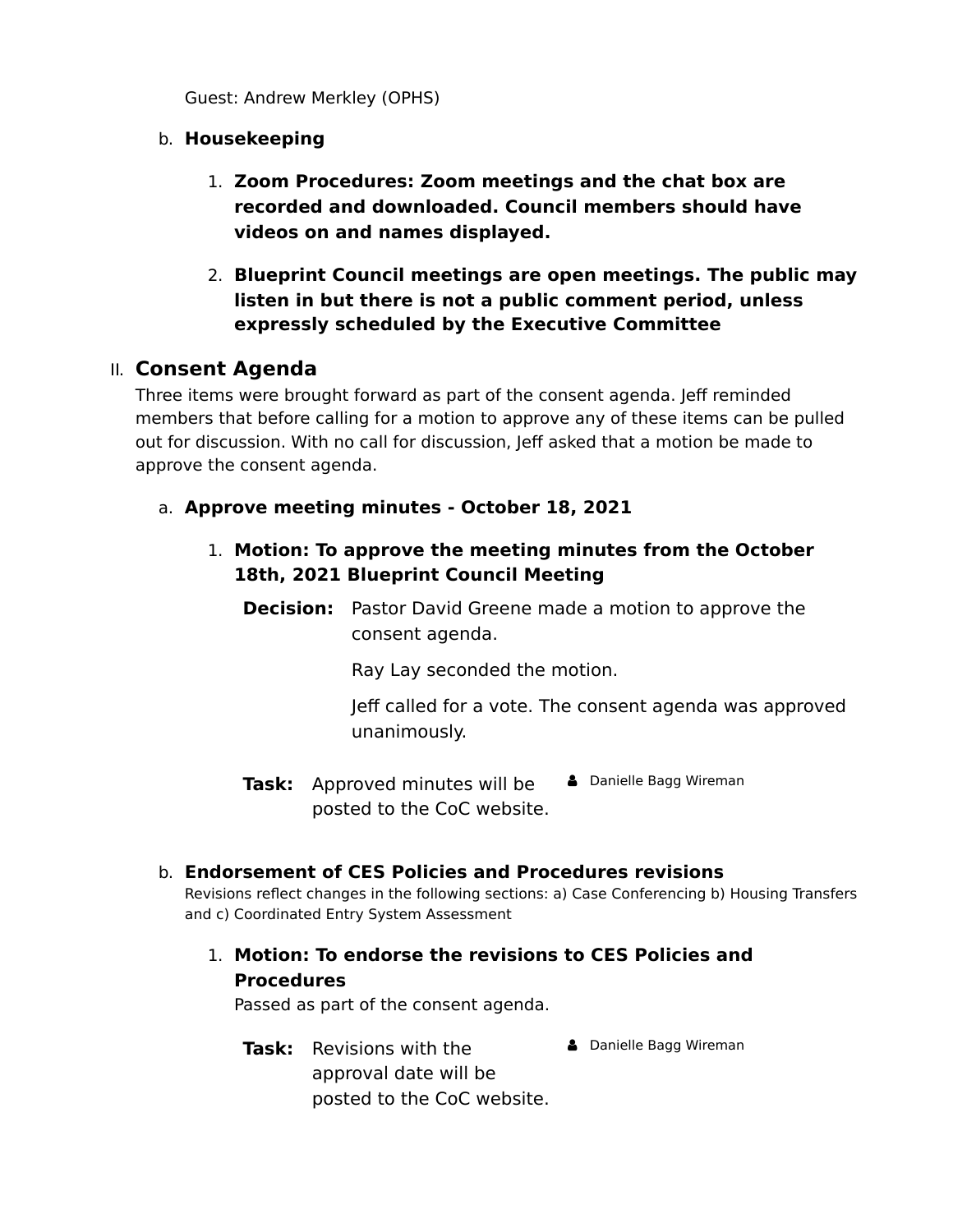Guest: Andrew Merkley (OPHS)

b. **Housekeeping**

1. **Zoom Procedures: Zoom meetings and the chat box are recorded and downloaded. Council members should have videos on and names displayed.**

2. **Blueprint Council meetings are open meetings. The public may listen in but there is not a public comment period, unless expressly scheduled by the Executive Committee**

## II. Consent Agenda

Three items were brought forward as part of the consent agenda. Jeff reminded members that before calling for a motion to approve any of these items can be pulled out for discussion. With no call for discussion, Jeff asked that a motion be made to approve the consent agenda.

a. **Approve meeting minutes - October 18, 2021**

1. **Motion: To approve the meeting minutes from the October 18th, 2021 Blueprint Council Meeting**

**Decision:** Pastor David Greene made a motion to approve the consent agenda.

Ray Lay seconded the motion.

Jeff called for a vote. The consent agenda was approved unanimously.

**Task:** Approved minutes will be posted to the CoC website. — Danielle Bagg Wireman

b. **Endorsement of CES Policies and Procedures revisions**

Revisions reflect changes in the following sections: a) Case Conferencing b) Housing Transfers and c) Coordinated Entry System Assessment

1. **Motion: To endorse the revisions to CES Policies and Procedures**

Passed as part of the consent agenda.

**Task:** Revisions with the approval date will be posted to the CoC website. — Danielle Bagg Wireman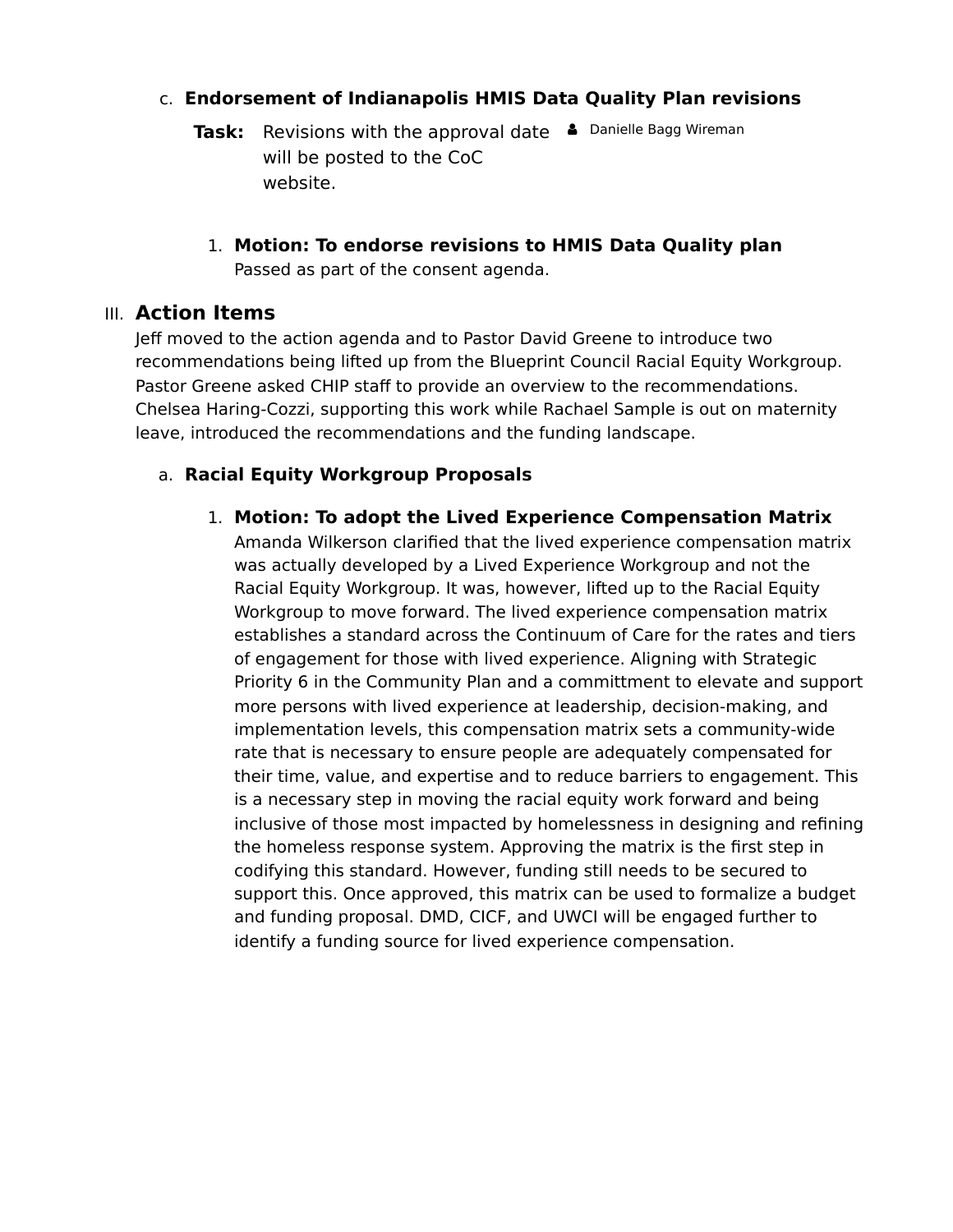c. **Endorsement of Indianapolis HMIS Data Quality Plan revisions**

**Task:** Revisions with the approval date will be posted to the CoC website. — Danielle Bagg Wireman

1. **Motion: To endorse revisions to HMIS Data Quality plan**
   Passed as part of the consent agenda.

## III. Action Items

Jeff moved to the action agenda and to Pastor David Greene to introduce two recommendations being lifted up from the Blueprint Council Racial Equity Workgroup. Pastor Greene asked CHIP staff to provide an overview to the recommendations. Chelsea Haring-Cozzi, supporting this work while Rachael Sample is out on maternity leave, introduced the recommendations and the funding landscape.

a. **Racial Equity Workgroup Proposals**

1. **Motion: To adopt the Lived Experience Compensation Matrix**
   Amanda Wilkerson clarified that the lived experience compensation matrix was actually developed by a Lived Experience Workgroup and not the Racial Equity Workgroup. It was, however, lifted up to the Racial Equity Workgroup to move forward. The lived experience compensation matrix establishes a standard across the Continuum of Care for the rates and tiers of engagement for those with lived experience. Aligning with Strategic Priority 6 in the Community Plan and a committment to elevate and support more persons with lived experience at leadership, decision-making, and implementation levels, this compensation matrix sets a community-wide rate that is necessary to ensure people are adequately compensated for their time, value, and expertise and to reduce barriers to engagement. This is a necessary step in moving the racial equity work forward and being inclusive of those most impacted by homelessness in designing and refining the homeless response system. Approving the matrix is the first step in codifying this standard. However, funding still needs to be secured to support this. Once approved, this matrix can be used to formalize a budget and funding proposal. DMD, CICF, and UWCI will be engaged further to identify a funding source for lived experience compensation.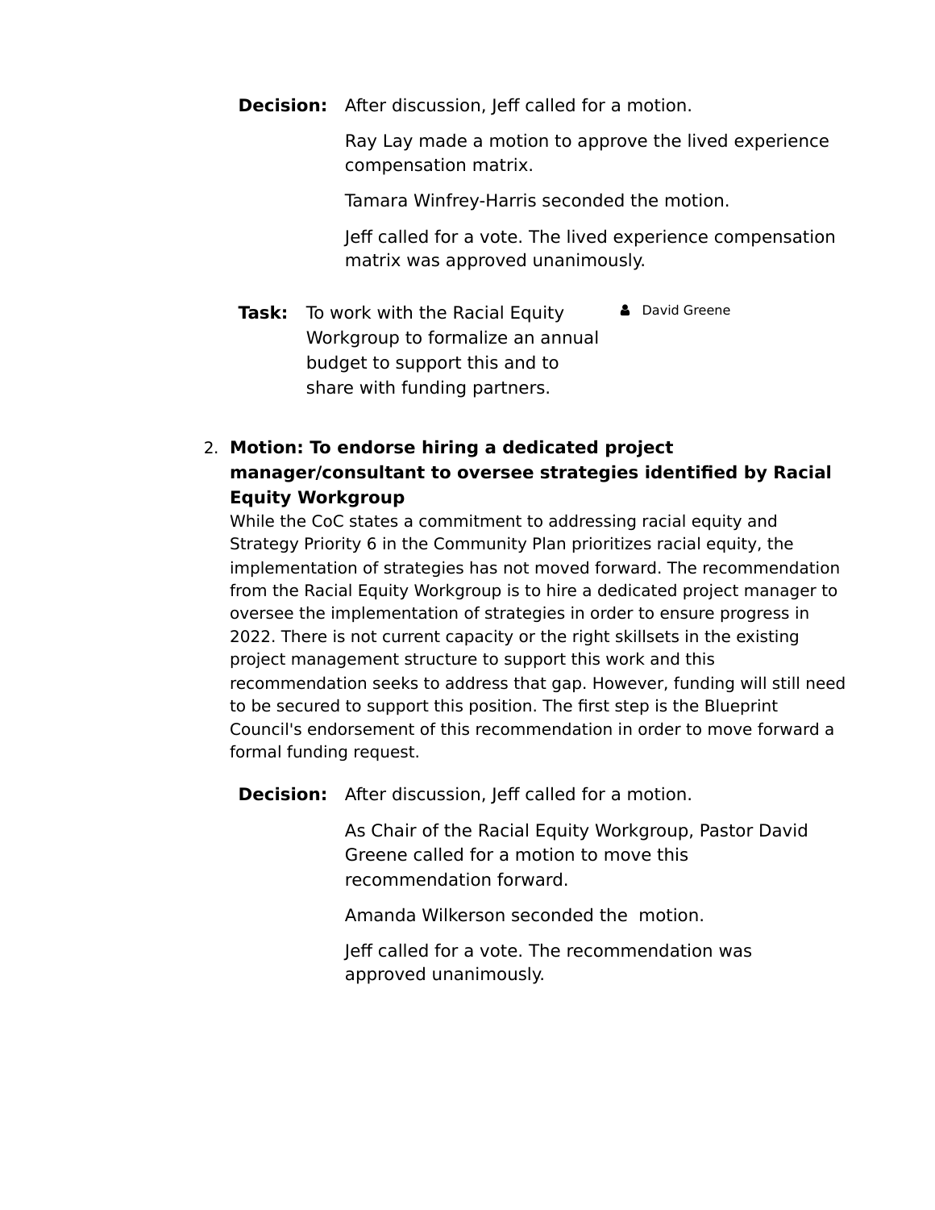**Decision:** After discussion, Jeff called for a motion.

Ray Lay made a motion to approve the lived experience compensation matrix.

Tamara Winfrey-Harris seconded the motion.

Jeff called for a vote. The lived experience compensation matrix was approved unanimously.

**Task:** To work with the Racial Equity Workgroup to formalize an annual budget to support this and to share with funding partners. — David Greene

2. **Motion: To endorse hiring a dedicated project manager/consultant to oversee strategies identified by Racial Equity Workgroup**

While the CoC states a commitment to addressing racial equity and Strategy Priority 6 in the Community Plan prioritizes racial equity, the implementation of strategies has not moved forward. The recommendation from the Racial Equity Workgroup is to hire a dedicated project manager to oversee the implementation of strategies in order to ensure progress in 2022. There is not current capacity or the right skillsets in the existing project management structure to support this work and this recommendation seeks to address that gap. However, funding will still need to be secured to support this position. The first step is the Blueprint Council's endorsement of this recommendation in order to move forward a formal funding request.

**Decision:** After discussion, Jeff called for a motion.

As Chair of the Racial Equity Workgroup, Pastor David Greene called for a motion to move this recommendation forward.

Amanda Wilkerson seconded the motion.

Jeff called for a vote. The recommendation was approved unanimously.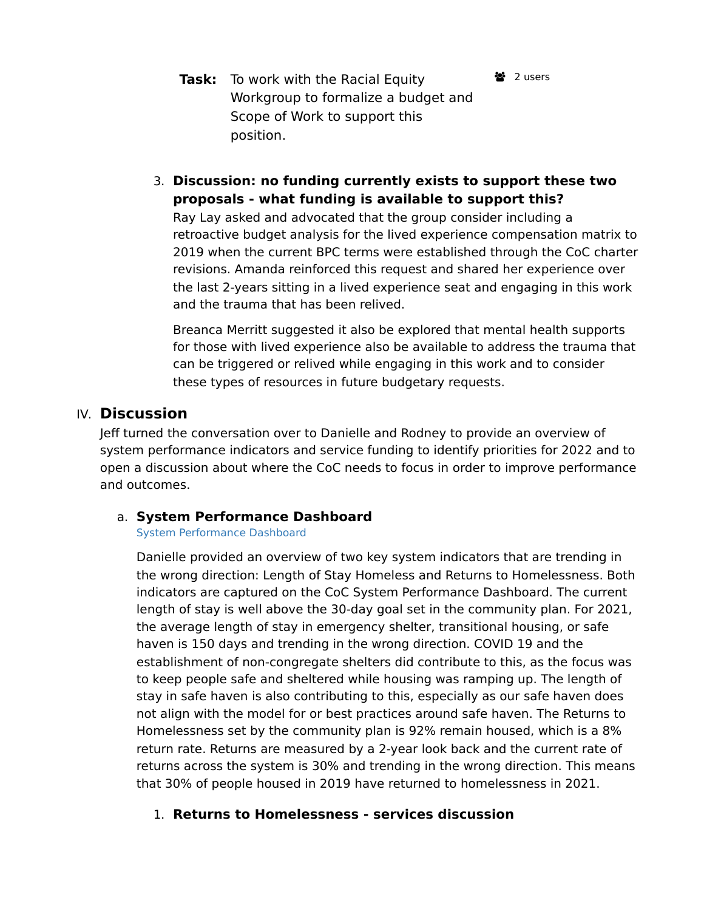**Task:** To work with the Racial Equity Workgroup to formalize a budget and Scope of Work to support this position.

2 users

3. **Discussion: no funding currently exists to support these two proposals - what funding is available to support this?**

   Ray Lay asked and advocated that the group consider including a retroactive budget analysis for the lived experience compensation matrix to 2019 when the current BPC terms were established through the CoC charter revisions. Amanda reinforced this request and shared her experience over the last 2-years sitting in a lived experience seat and engaging in this work and the trauma that has been relived.

   Breanca Merritt suggested it also be explored that mental health supports for those with lived experience also be available to address the trauma that can be triggered or relived while engaging in this work and to consider these types of resources in future budgetary requests.

## IV. Discussion

Jeff turned the conversation over to Danielle and Rodney to provide an overview of system performance indicators and service funding to identify priorities for 2022 and to open a discussion about where the CoC needs to focus in order to improve performance and outcomes.

### a. System Performance Dashboard

System Performance Dashboard

Danielle provided an overview of two key system indicators that are trending in the wrong direction: Length of Stay Homeless and Returns to Homelessness. Both indicators are captured on the CoC System Performance Dashboard. The current length of stay is well above the 30-day goal set in the community plan. For 2021, the average length of stay in emergency shelter, transitional housing, or safe haven is 150 days and trending in the wrong direction. COVID 19 and the establishment of non-congregate shelters did contribute to this, as the focus was to keep people safe and sheltered while housing was ramping up. The length of stay in safe haven is also contributing to this, especially as our safe haven does not align with the model for or best practices around safe haven. The Returns to Homelessness set by the community plan is 92% remain housed, which is a 8% return rate. Returns are measured by a 2-year look back and the current rate of returns across the system is 30% and trending in the wrong direction. This means that 30% of people housed in 2019 have returned to homelessness in 2021.

1. **Returns to Homelessness - services discussion**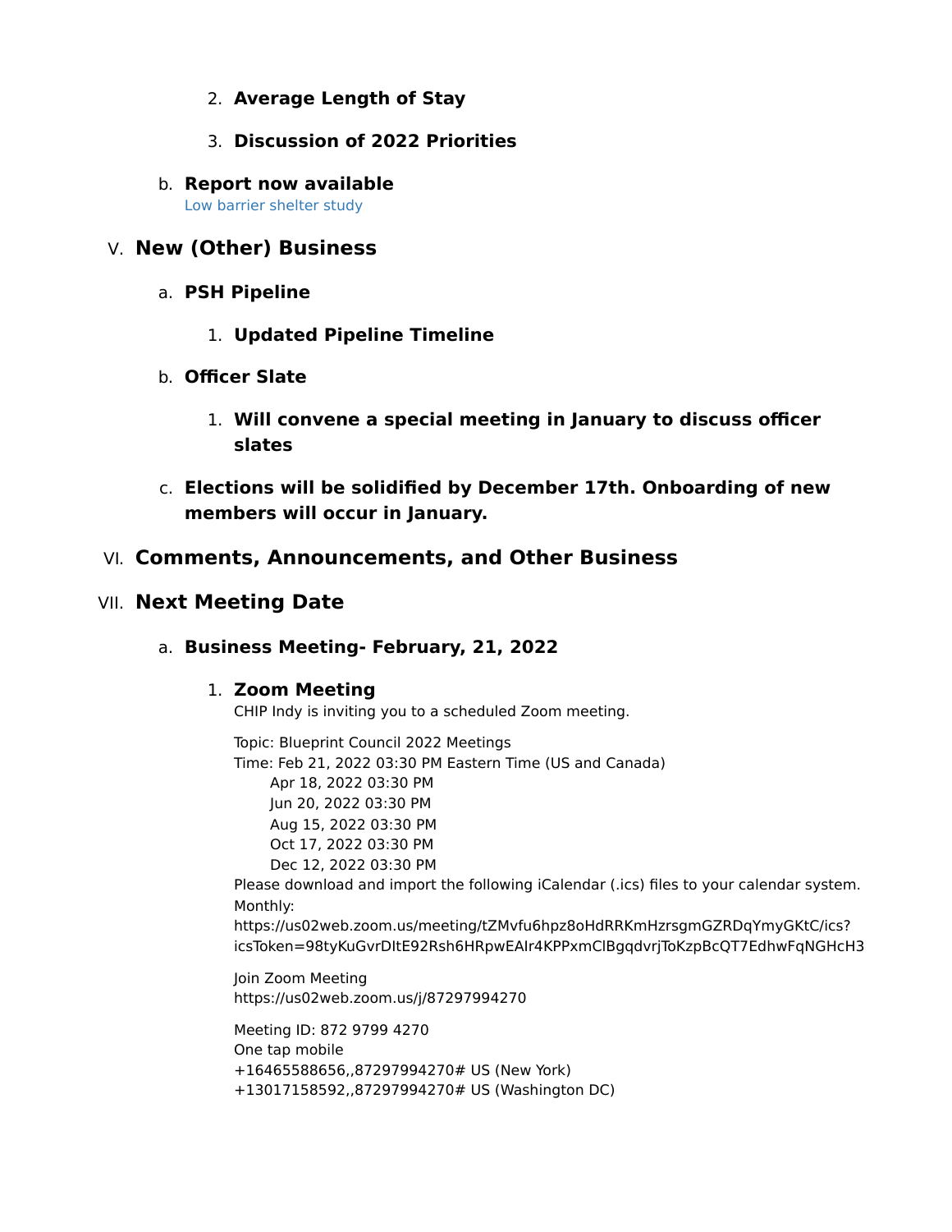2. **Average Length of Stay**

3. **Discussion of 2022 Priorities**

b. **Report now available**
Low barrier shelter study

## V. New (Other) Business

a. **PSH Pipeline**

1. **Updated Pipeline Timeline**

b. **Officer Slate**

1. **Will convene a special meeting in January to discuss officer slates**

c. **Elections will be solidified by December 17th. Onboarding of new members will occur in January.**

## VI. Comments, Announcements, and Other Business

## VII. Next Meeting Date

a. **Business Meeting- February, 21, 2022**

1. **Zoom Meeting**
CHIP Indy is inviting you to a scheduled Zoom meeting.

Topic: Blueprint Council 2022 Meetings
Time: Feb 21, 2022 03:30 PM Eastern Time (US and Canada)
Apr 18, 2022 03:30 PM
Jun 20, 2022 03:30 PM
Aug 15, 2022 03:30 PM
Oct 17, 2022 03:30 PM
Dec 12, 2022 03:30 PM
Please download and import the following iCalendar (.ics) files to your calendar system.
Monthly:
https://us02web.zoom.us/meeting/tZMvfu6hpz8oHdRRKmHzrsgmGZRDqYmyGKtC/ics?icsToken=98tyKuGvrDItE92Rsh6HRpwEAIr4KPPxmClBgqdvrjToKzpBcQT7EdhwFqNGHcH3

Join Zoom Meeting
https://us02web.zoom.us/j/87297994270

Meeting ID: 872 9799 4270
One tap mobile
+16465588656,,87297994270# US (New York)
+13017158592,,87297994270# US (Washington DC)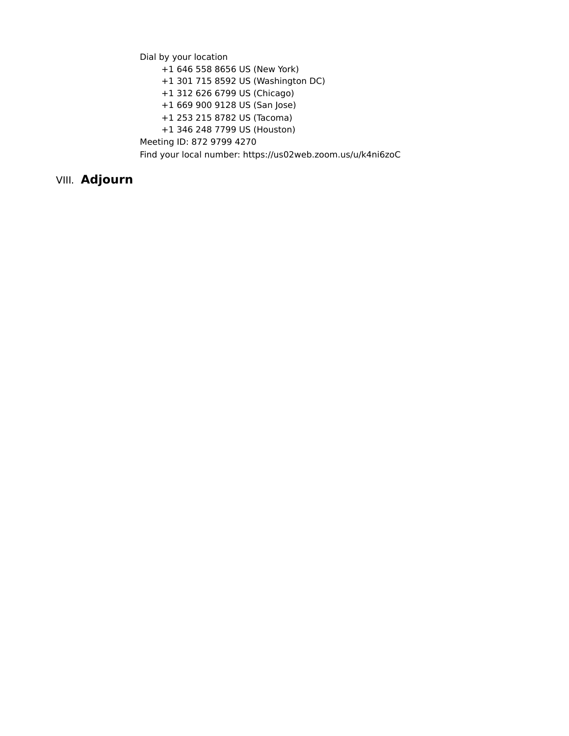Dial by your location

- +1 646 558 8656 US (New York)
- +1 301 715 8592 US (Washington DC)
- +1 312 626 6799 US (Chicago)
- +1 669 900 9128 US (San Jose)
- +1 253 215 8782 US (Tacoma)
- +1 346 248 7799 US (Houston)

Meeting ID: 872 9799 4270

Find your local number: https://us02web.zoom.us/u/k4ni6zoC

## VIII. **Adjourn**